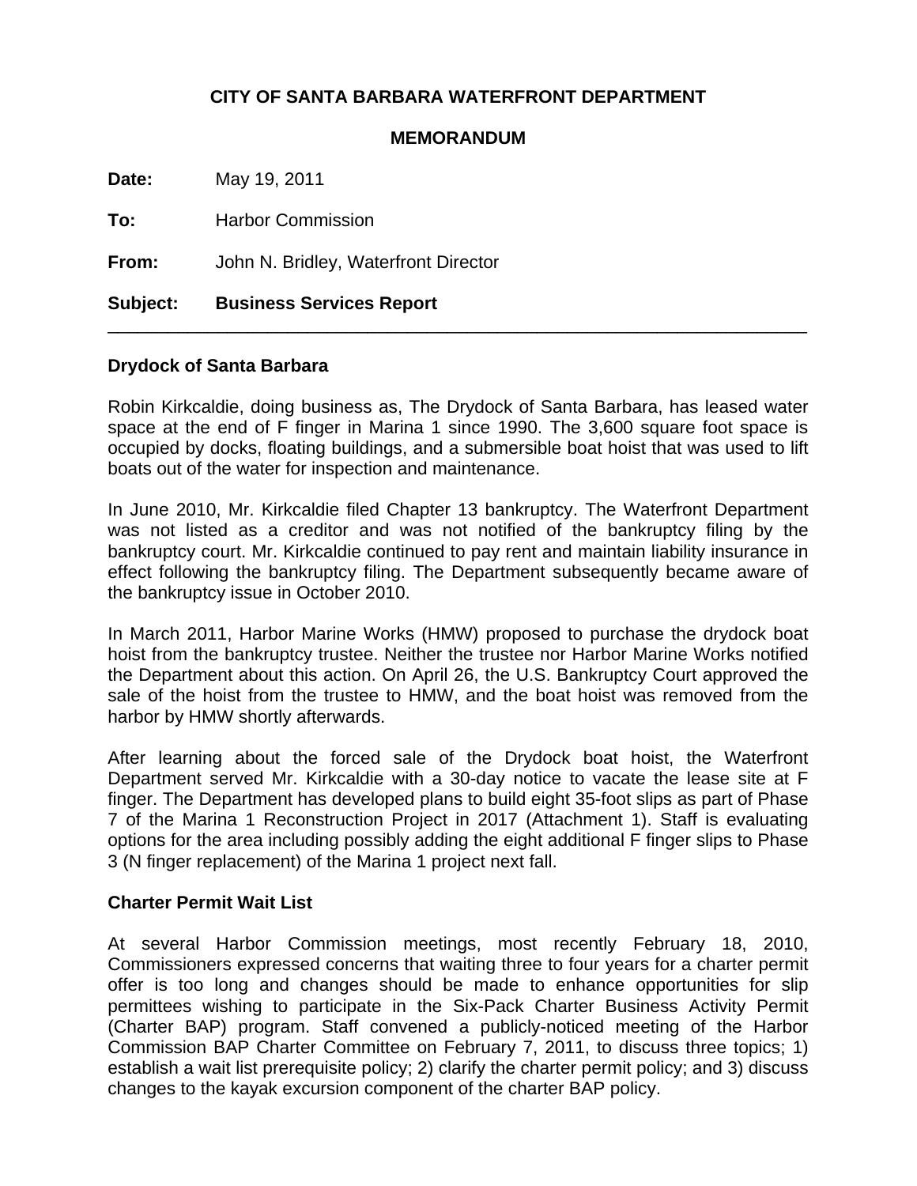# CITY OF SANTA BARBARA WATERFRONT DEPARTMENT

## MEMORANDUM

**Date:** May 19, 2011

**To:** Harbor Commission

**From:** John N. Bridley, Waterfront Director

**Subject:** **Business Services Report**

---

### Drydock of Santa Barbara

Robin Kirkcaldie, doing business as, The Drydock of Santa Barbara, has leased water space at the end of F finger in Marina 1 since 1990. The 3,600 square foot space is occupied by docks, floating buildings, and a submersible boat hoist that was used to lift boats out of the water for inspection and maintenance.

In June 2010, Mr. Kirkcaldie filed Chapter 13 bankruptcy. The Waterfront Department was not listed as a creditor and was not notified of the bankruptcy filing by the bankruptcy court. Mr. Kirkcaldie continued to pay rent and maintain liability insurance in effect following the bankruptcy filing. The Department subsequently became aware of the bankruptcy issue in October 2010.

In March 2011, Harbor Marine Works (HMW) proposed to purchase the drydock boat hoist from the bankruptcy trustee. Neither the trustee nor Harbor Marine Works notified the Department about this action. On April 26, the U.S. Bankruptcy Court approved the sale of the hoist from the trustee to HMW, and the boat hoist was removed from the harbor by HMW shortly afterwards.

After learning about the forced sale of the Drydock boat hoist, the Waterfront Department served Mr. Kirkcaldie with a 30-day notice to vacate the lease site at F finger. The Department has developed plans to build eight 35-foot slips as part of Phase 7 of the Marina 1 Reconstruction Project in 2017 (Attachment 1). Staff is evaluating options for the area including possibly adding the eight additional F finger slips to Phase 3 (N finger replacement) of the Marina 1 project next fall.

### Charter Permit Wait List

At several Harbor Commission meetings, most recently February 18, 2010, Commissioners expressed concerns that waiting three to four years for a charter permit offer is too long and changes should be made to enhance opportunities for slip permittees wishing to participate in the Six-Pack Charter Business Activity Permit (Charter BAP) program. Staff convened a publicly-noticed meeting of the Harbor Commission BAP Charter Committee on February 7, 2011, to discuss three topics; 1) establish a wait list prerequisite policy; 2) clarify the charter permit policy; and 3) discuss changes to the kayak excursion component of the charter BAP policy.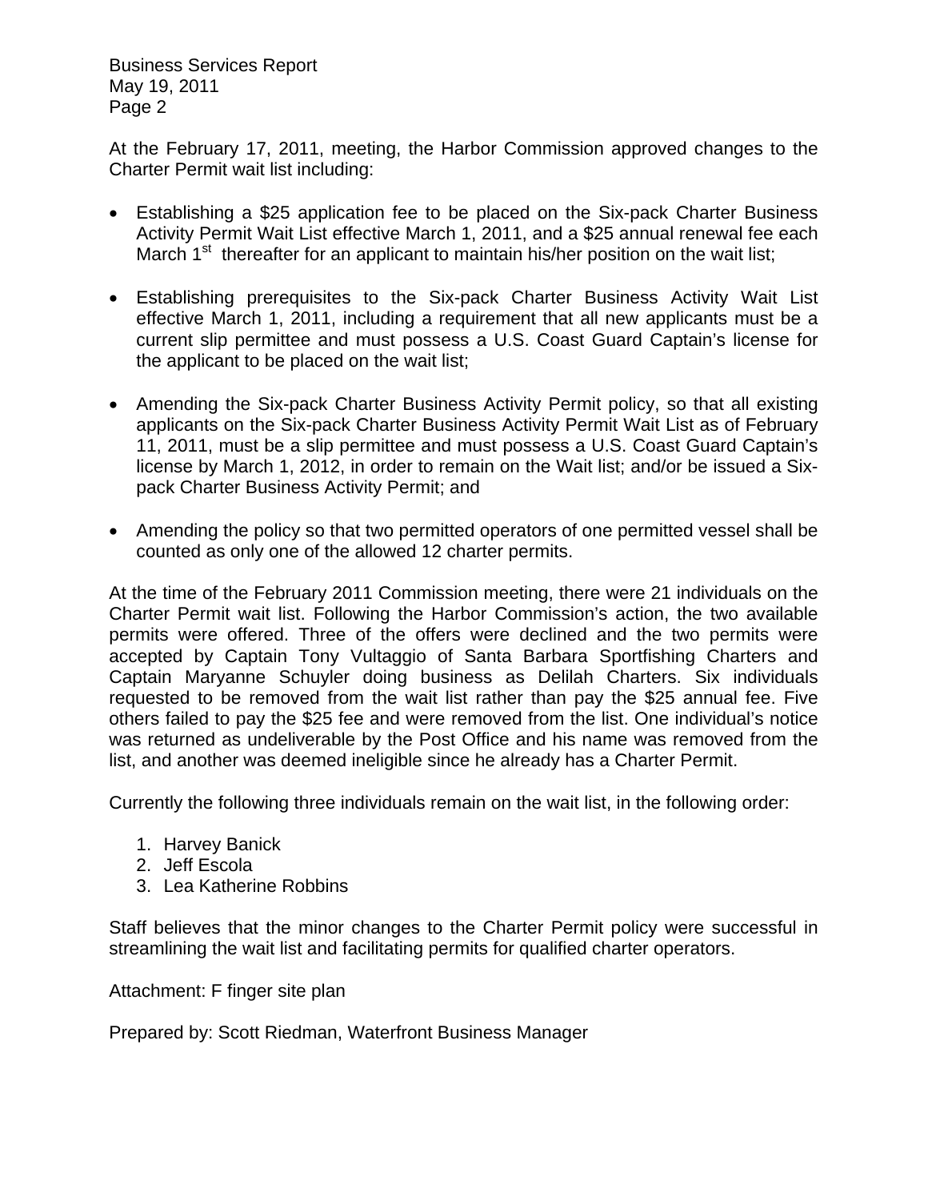At the February 17, 2011, meeting, the Harbor Commission approved changes to the Charter Permit wait list including:

- Establishing a $25 application fee to be placed on the Six-pack Charter Business Activity Permit Wait List effective March 1, 2011, and a $25 annual renewal fee each March 1st thereafter for an applicant to maintain his/her position on the wait list;
- Establishing prerequisites to the Six-pack Charter Business Activity Wait List effective March 1, 2011, including a requirement that all new applicants must be a current slip permittee and must possess a U.S. Coast Guard Captain's license for the applicant to be placed on the wait list;
- Amending the Six-pack Charter Business Activity Permit policy, so that all existing applicants on the Six-pack Charter Business Activity Permit Wait List as of February 11, 2011, must be a slip permittee and must possess a U.S. Coast Guard Captain's license by March 1, 2012, in order to remain on the Wait list; and/or be issued a Six-pack Charter Business Activity Permit; and
- Amending the policy so that two permitted operators of one permitted vessel shall be counted as only one of the allowed 12 charter permits.

At the time of the February 2011 Commission meeting, there were 21 individuals on the Charter Permit wait list. Following the Harbor Commission's action, the two available permits were offered. Three of the offers were declined and the two permits were accepted by Captain Tony Vultaggio of Santa Barbara Sportfishing Charters and Captain Maryanne Schuyler doing business as Delilah Charters. Six individuals requested to be removed from the wait list rather than pay the $25 annual fee. Five others failed to pay the $25 fee and were removed from the list. One individual's notice was returned as undeliverable by the Post Office and his name was removed from the list, and another was deemed ineligible since he already has a Charter Permit.

Currently the following three individuals remain on the wait list, in the following order:

1. Harvey Banick
2. Jeff Escola
3. Lea Katherine Robbins

Staff believes that the minor changes to the Charter Permit policy were successful in streamlining the wait list and facilitating permits for qualified charter operators.

Attachment: F finger site plan

Prepared by: Scott Riedman, Waterfront Business Manager